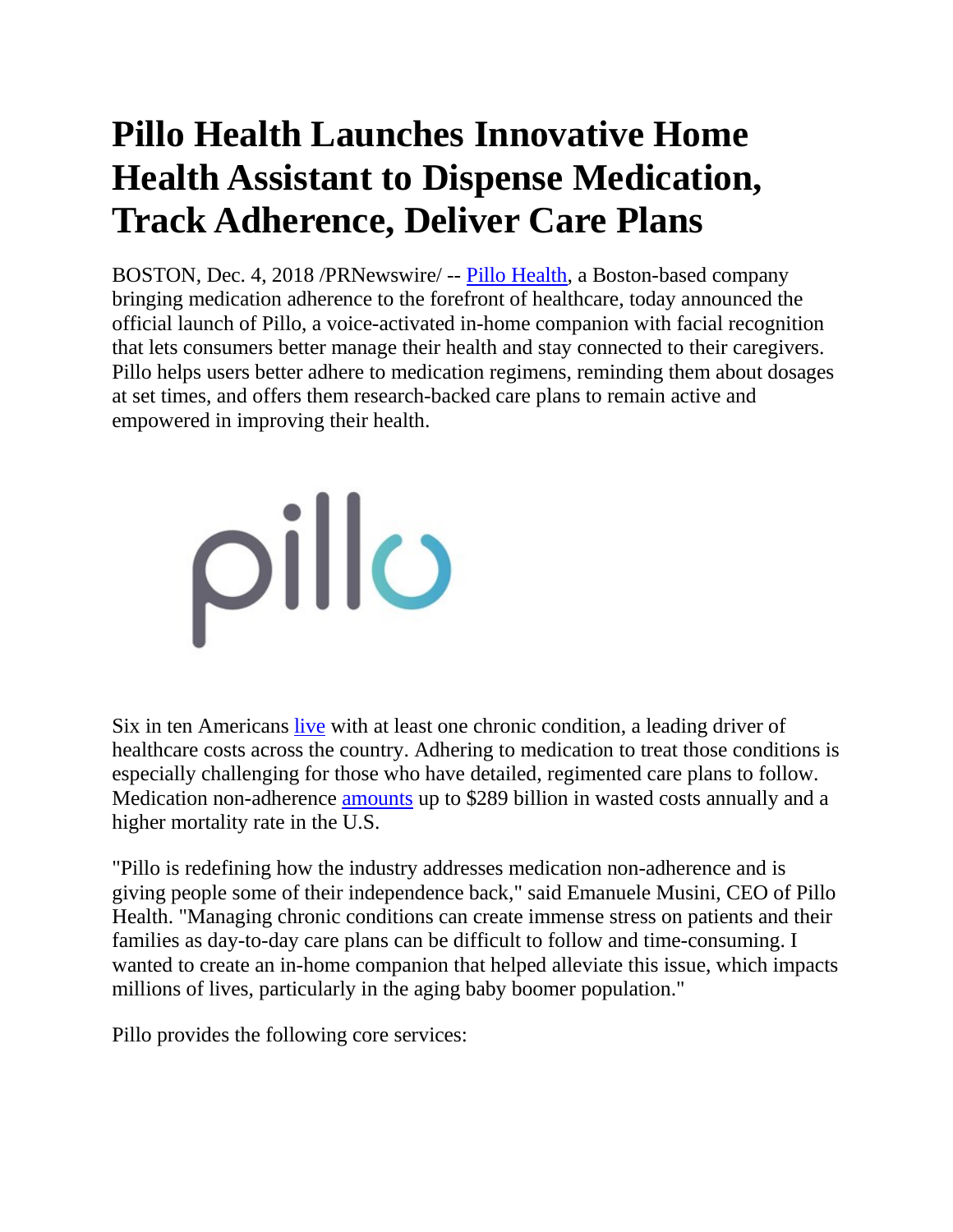# Pillo Health Launches Innovative Home Health Assistant to Dispense Medication, Track Adherence, Deliver Care Plans

BOSTON, Dec. 4, 2018 /PRNewswire/ -- Pillo Health, a Boston-based company bringing medication adherence to the forefront of healthcare, today announced the official launch of Pillo, a voice-activated in-home companion with facial recognition that lets consumers better manage their health and stay connected to their caregivers. Pillo helps users better adhere to medication regimens, reminding them about dosages at set times, and offers them research-backed care plans to remain active and empowered in improving their health.

Six in ten Americans live with at least one chronic condition, a leading driver of healthcare costs across the country. Adhering to medication to treat those conditions is especially challenging for those who have detailed, regimented care plans to follow. Medication non-adherence amounts up to $289 billion in wasted costs annually and a higher mortality rate in the U.S.

"Pillo is redefining how the industry addresses medication non-adherence and is giving people some of their independence back," said Emanuele Musini, CEO of Pillo Health. "Managing chronic conditions can create immense stress on patients and their families as day-to-day care plans can be difficult to follow and time-consuming. I wanted to create an in-home companion that helped alleviate this issue, which impacts millions of lives, particularly in the aging baby boomer population."

Pillo provides the following core services: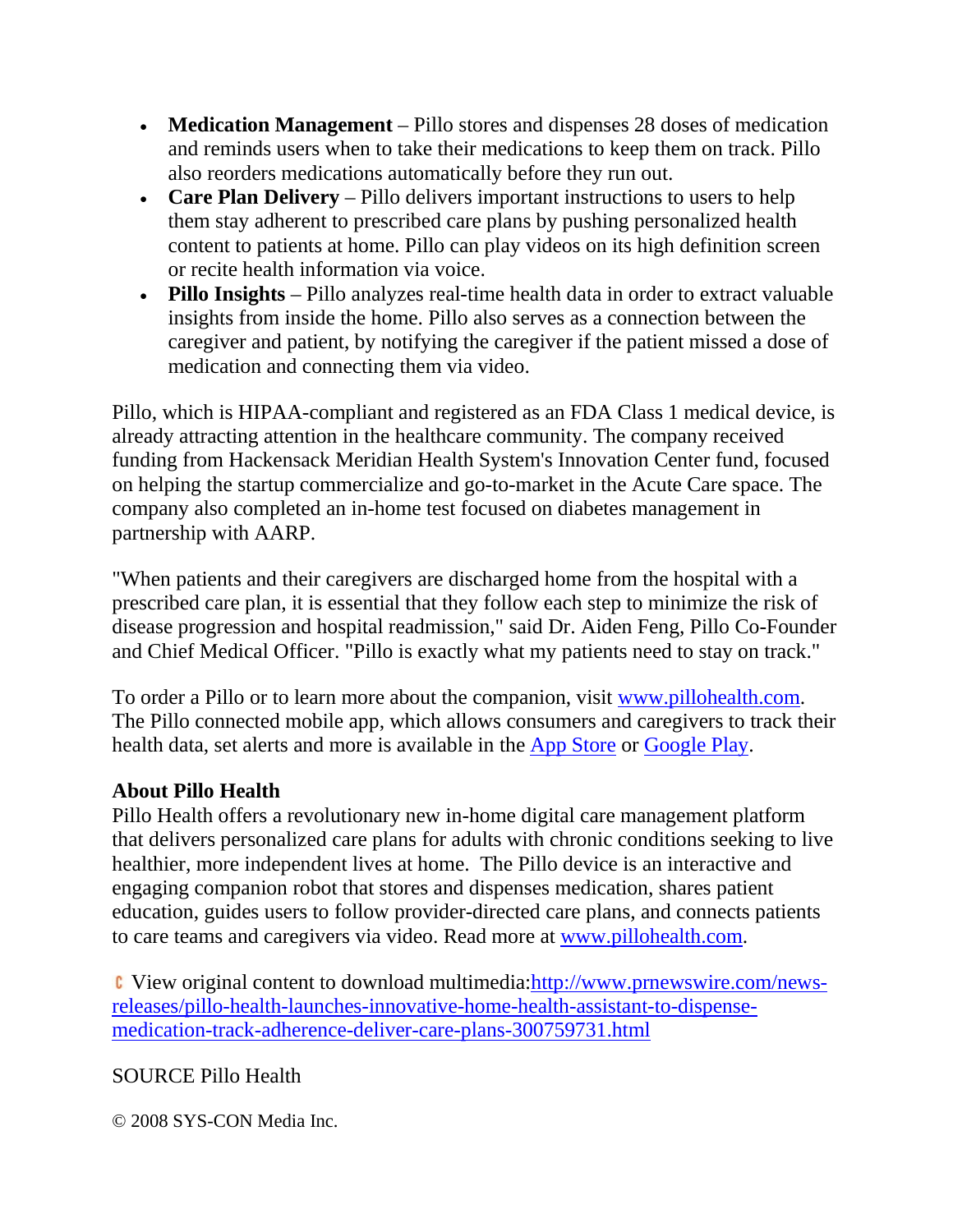- **Medication Management** – Pillo stores and dispenses 28 doses of medication and reminds users when to take their medications to keep them on track. Pillo also reorders medications automatically before they run out.
- **Care Plan Delivery** – Pillo delivers important instructions to users to help them stay adherent to prescribed care plans by pushing personalized health content to patients at home. Pillo can play videos on its high definition screen or recite health information via voice.
- **Pillo Insights** – Pillo analyzes real-time health data in order to extract valuable insights from inside the home. Pillo also serves as a connection between the caregiver and patient, by notifying the caregiver if the patient missed a dose of medication and connecting them via video.

Pillo, which is HIPAA-compliant and registered as an FDA Class 1 medical device, is already attracting attention in the healthcare community. The company received funding from Hackensack Meridian Health System's Innovation Center fund, focused on helping the startup commercialize and go-to-market in the Acute Care space. The company also completed an in-home test focused on diabetes management in partnership with AARP.

"When patients and their caregivers are discharged home from the hospital with a prescribed care plan, it is essential that they follow each step to minimize the risk of disease progression and hospital readmission," said Dr. Aiden Feng, Pillo Co-Founder and Chief Medical Officer. "Pillo is exactly what my patients need to stay on track."

To order a Pillo or to learn more about the companion, visit [www.pillohealth.com](www.pillohealth.com). The Pillo connected mobile app, which allows consumers and caregivers to track their health data, set alerts and more is available in the App Store or Google Play.

**About Pillo Health**

Pillo Health offers a revolutionary new in-home digital care management platform that delivers personalized care plans for adults with chronic conditions seeking to live healthier, more independent lives at home. The Pillo device is an interactive and engaging companion robot that stores and dispenses medication, shares patient education, guides users to follow provider-directed care plans, and connects patients to care teams and caregivers via video. Read more at [www.pillohealth.com](www.pillohealth.com).

View original content to download multimedia:[http://www.prnewswire.com/news-releases/pillo-health-launches-innovative-home-health-assistant-to-dispense-medication-track-adherence-deliver-care-plans-300759731.html](http://www.prnewswire.com/news-releases/pillo-health-launches-innovative-home-health-assistant-to-dispense-medication-track-adherence-deliver-care-plans-300759731.html)

SOURCE Pillo Health

© 2008 SYS-CON Media Inc.